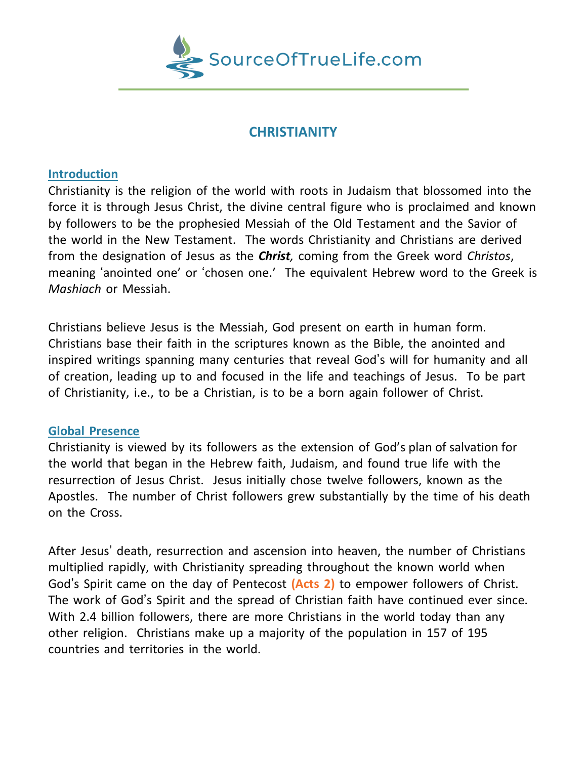SourceOfTrueLife.com

# CHRISTIANITY

## Introduction

Christianity is the religion of the world with roots in Judaism that blossomed into the force it is through Jesus Christ, the divine central figure who is proclaimed and known by followers to be the prophesied Messiah of the Old Testament and the Savior of the world in the New Testament. The words Christianity and Christians are derived from the designation of Jesus as the ***Christ,*** coming from the Greek word *Christos*, meaning 'anointed one' or 'chosen one.' The equivalent Hebrew word to the Greek is *Mashiach* or Messiah.

Christians believe Jesus is the Messiah, God present on earth in human form. Christians base their faith in the scriptures known as the Bible, the anointed and inspired writings spanning many centuries that reveal God's will for humanity and all of creation, leading up to and focused in the life and teachings of Jesus. To be part of Christianity, i.e., to be a Christian, is to be a born again follower of Christ.

## Global Presence

Christianity is viewed by its followers as the extension of God's plan of salvation for the world that began in the Hebrew faith, Judaism, and found true life with the resurrection of Jesus Christ. Jesus initially chose twelve followers, known as the Apostles. The number of Christ followers grew substantially by the time of his death on the Cross.

After Jesus' death, resurrection and ascension into heaven, the number of Christians multiplied rapidly, with Christianity spreading throughout the known world when God's Spirit came on the day of Pentecost **(Acts 2)** to empower followers of Christ. The work of God's Spirit and the spread of Christian faith have continued ever since. With 2.4 billion followers, there are more Christians in the world today than any other religion. Christians make up a majority of the population in 157 of 195 countries and territories in the world.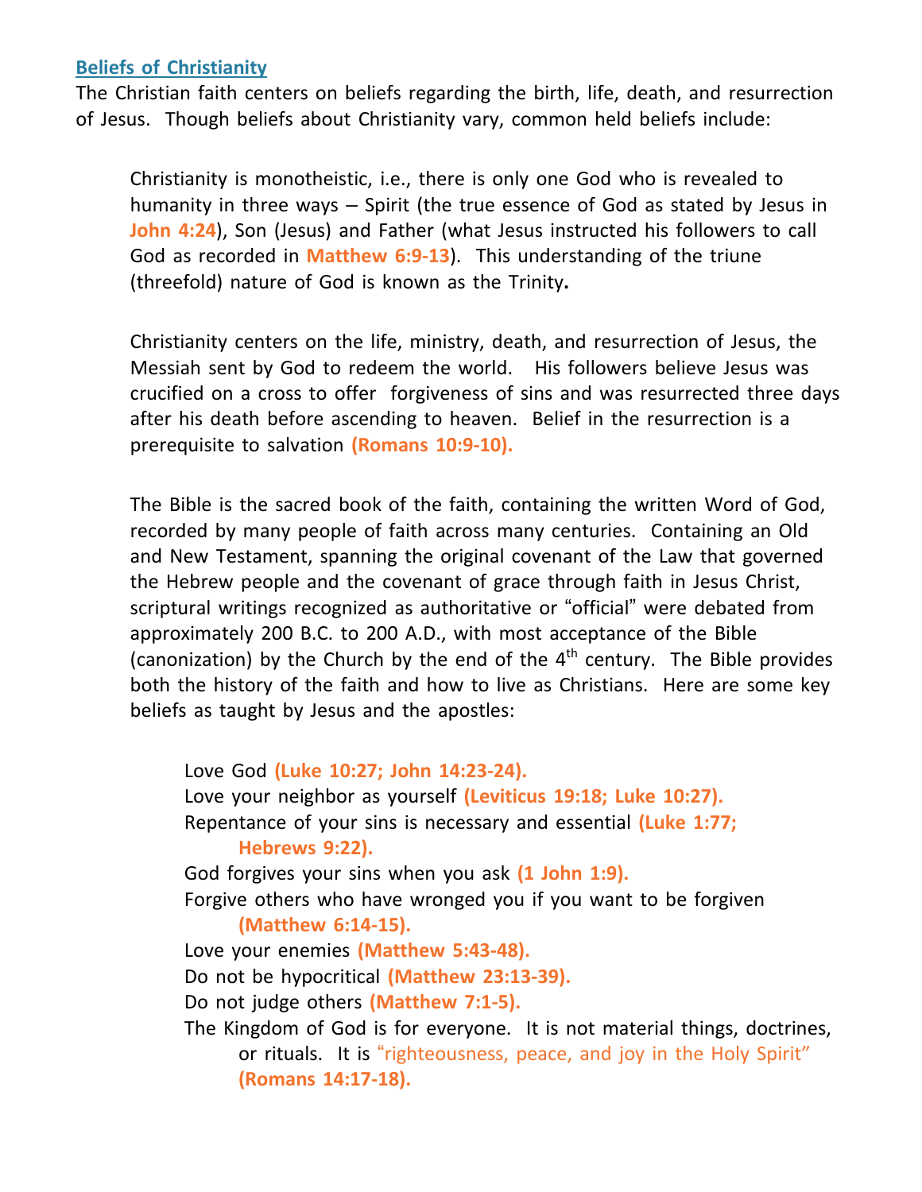## Beliefs of Christianity

The Christian faith centers on beliefs regarding the birth, life, death, and resurrection of Jesus. Though beliefs about Christianity vary, common held beliefs include:

Christianity is monotheistic, i.e., there is only one God who is revealed to humanity in three ways – Spirit (the true essence of God as stated by Jesus in **John 4:24**), Son (Jesus) and Father (what Jesus instructed his followers to call God as recorded in **Matthew 6:9-13**). This understanding of the triune (threefold) nature of God is known as the Trinity**.**

Christianity centers on the life, ministry, death, and resurrection of Jesus, the Messiah sent by God to redeem the world. His followers believe Jesus was crucified on a cross to offer forgiveness of sins and was resurrected three days after his death before ascending to heaven. Belief in the resurrection is a prerequisite to salvation **(Romans 10:9-10).**

The Bible is the sacred book of the faith, containing the written Word of God, recorded by many people of faith across many centuries. Containing an Old and New Testament, spanning the original covenant of the Law that governed the Hebrew people and the covenant of grace through faith in Jesus Christ, scriptural writings recognized as authoritative or "official" were debated from approximately 200 B.C. to 200 A.D., with most acceptance of the Bible (canonization) by the Church by the end of the 4th century. The Bible provides both the history of the faith and how to live as Christians. Here are some key beliefs as taught by Jesus and the apostles:

- Love God **(Luke 10:27; John 14:23-24).**
- Love your neighbor as yourself **(Leviticus 19:18; Luke 10:27).**
- Repentance of your sins is necessary and essential **(Luke 1:77; Hebrews 9:22).**
- God forgives your sins when you ask **(1 John 1:9).**
- Forgive others who have wronged you if you want to be forgiven **(Matthew 6:14-15).**
- Love your enemies **(Matthew 5:43-48).**
- Do not be hypocritical **(Matthew 23:13-39).**
- Do not judge others **(Matthew 7:1-5).**
- The Kingdom of God is for everyone. It is not material things, doctrines, or rituals. It is "righteousness, peace, and joy in the Holy Spirit" **(Romans 14:17-18).**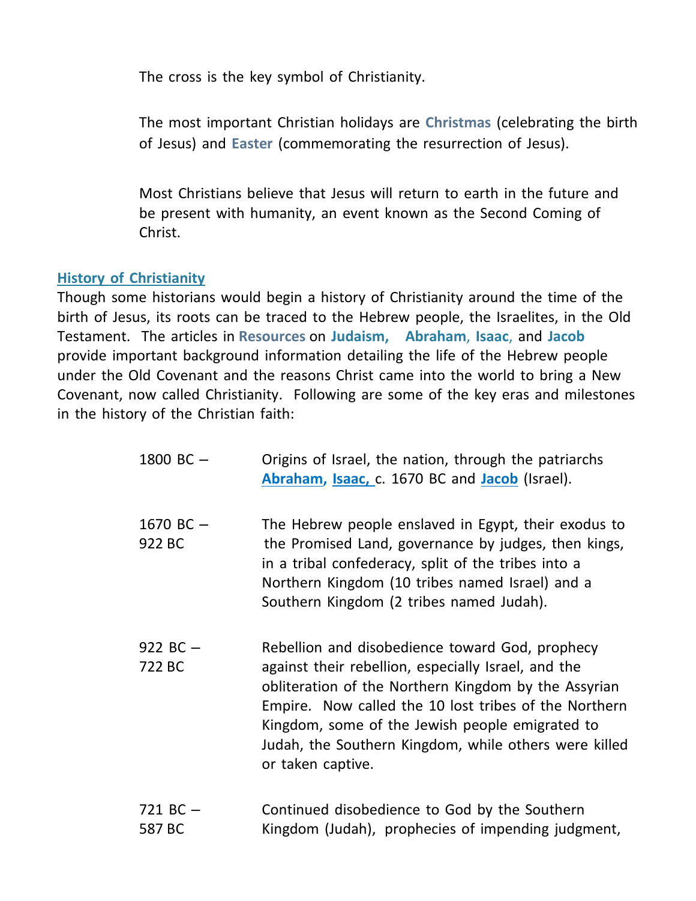The cross is the key symbol of Christianity.

The most important Christian holidays are **Christmas** (celebrating the birth of Jesus) and **Easter** (commemorating the resurrection of Jesus).

Most Christians believe that Jesus will return to earth in the future and be present with humanity, an event known as the Second Coming of Christ.

## History of Christianity

Though some historians would begin a history of Christianity around the time of the birth of Jesus, its roots can be traced to the Hebrew people, the Israelites, in the Old Testament. The articles in **Resources** on **Judaism, Abraham**, **Isaac**, and **Jacob** provide important background information detailing the life of the Hebrew people under the Old Covenant and the reasons Christ came into the world to bring a New Covenant, now called Christianity. Following are some of the key eras and milestones in the history of the Christian faith:

| | |
|---|---|
| 1800 BC – | Origins of Israel, the nation, through the patriarchs **Abraham, Isaac,** c. 1670 BC and **Jacob** (Israel). |
| 1670 BC – 922 BC | The Hebrew people enslaved in Egypt, their exodus to the Promised Land, governance by judges, then kings, in a tribal confederacy, split of the tribes into a Northern Kingdom (10 tribes named Israel) and a Southern Kingdom (2 tribes named Judah). |
| 922 BC – 722 BC | Rebellion and disobedience toward God, prophecy against their rebellion, especially Israel, and the obliteration of the Northern Kingdom by the Assyrian Empire. Now called the 10 lost tribes of the Northern Kingdom, some of the Jewish people emigrated to Judah, the Southern Kingdom, while others were killed or taken captive. |
| 721 BC – 587 BC | Continued disobedience to God by the Southern Kingdom (Judah), prophecies of impending judgment, |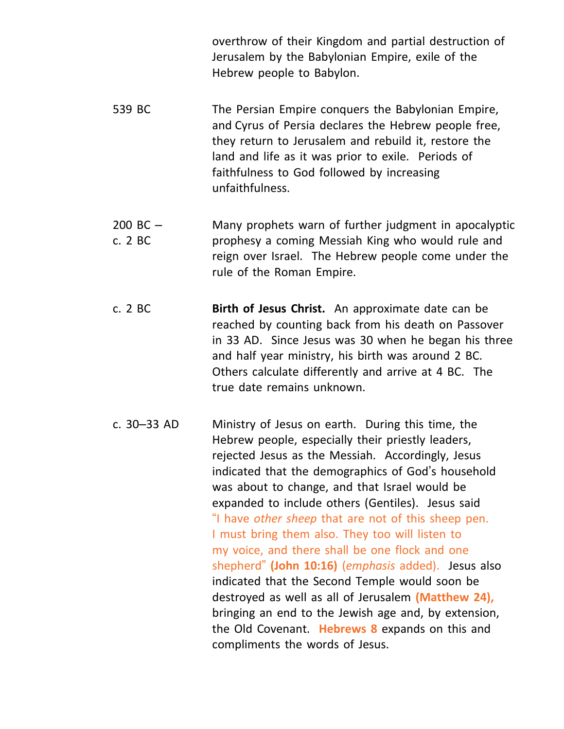| | |
|---|---|
| | overthrow of their Kingdom and partial destruction of Jerusalem by the Babylonian Empire, exile of the Hebrew people to Babylon. |
| 539 BC | The Persian Empire conquers the Babylonian Empire, and Cyrus of Persia declares the Hebrew people free, they return to Jerusalem and rebuild it, restore the land and life as it was prior to exile. Periods of faithfulness to God followed by increasing unfaithfulness. |
| 200 BC – c. 2 BC | Many prophets warn of further judgment in apocalyptic prophesy a coming Messiah King who would rule and reign over Israel. The Hebrew people come under the rule of the Roman Empire. |
| c. 2 BC | **Birth of Jesus Christ.** An approximate date can be reached by counting back from his death on Passover in 33 AD. Since Jesus was 30 when he began his three and half year ministry, his birth was around 2 BC. Others calculate differently and arrive at 4 BC. The true date remains unknown. |
| c. 30–33 AD | Ministry of Jesus on earth. During this time, the Hebrew people, especially their priestly leaders, rejected Jesus as the Messiah. Accordingly, Jesus indicated that the demographics of God's household was about to change, and that Israel would be expanded to include others (Gentiles). Jesus said "I have *other sheep* that are not of this sheep pen. I must bring them also. They too will listen to my voice, and there shall be one flock and one shepherd" **(John 10:16)** (*emphasis* added). Jesus also indicated that the Second Temple would soon be destroyed as well as all of Jerusalem **(Matthew 24),** bringing an end to the Jewish age and, by extension, the Old Covenant. **Hebrews 8** expands on this and compliments the words of Jesus. |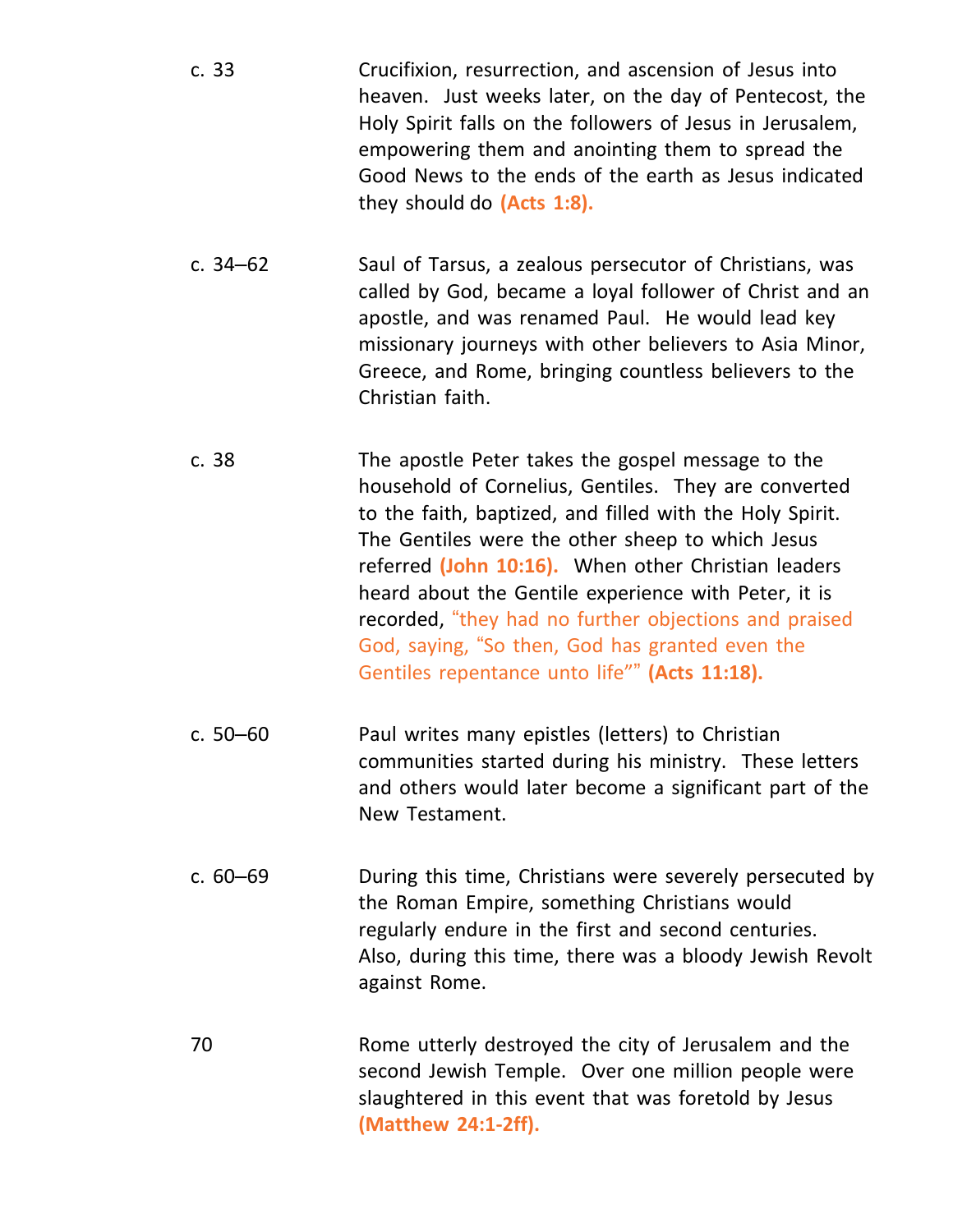c. 33 Crucifixion, resurrection, and ascension of Jesus into heaven. Just weeks later, on the day of Pentecost, the Holy Spirit falls on the followers of Jesus in Jerusalem, empowering them and anointing them to spread the Good News to the ends of the earth as Jesus indicated they should do **(Acts 1:8).**

c. 34–62 Saul of Tarsus, a zealous persecutor of Christians, was called by God, became a loyal follower of Christ and an apostle, and was renamed Paul. He would lead key missionary journeys with other believers to Asia Minor, Greece, and Rome, bringing countless believers to the Christian faith.

c. 38 The apostle Peter takes the gospel message to the household of Cornelius, Gentiles. They are converted to the faith, baptized, and filled with the Holy Spirit. The Gentiles were the other sheep to which Jesus referred **(John 10:16).** When other Christian leaders heard about the Gentile experience with Peter, it is recorded, "they had no further objections and praised God, saying, "So then, God has granted even the Gentiles repentance unto life"" **(Acts 11:18).**

c. 50–60 Paul writes many epistles (letters) to Christian communities started during his ministry. These letters and others would later become a significant part of the New Testament.

c. 60–69 During this time, Christians were severely persecuted by the Roman Empire, something Christians would regularly endure in the first and second centuries. Also, during this time, there was a bloody Jewish Revolt against Rome.

70 Rome utterly destroyed the city of Jerusalem and the second Jewish Temple. Over one million people were slaughtered in this event that was foretold by Jesus **(Matthew 24:1-2ff).**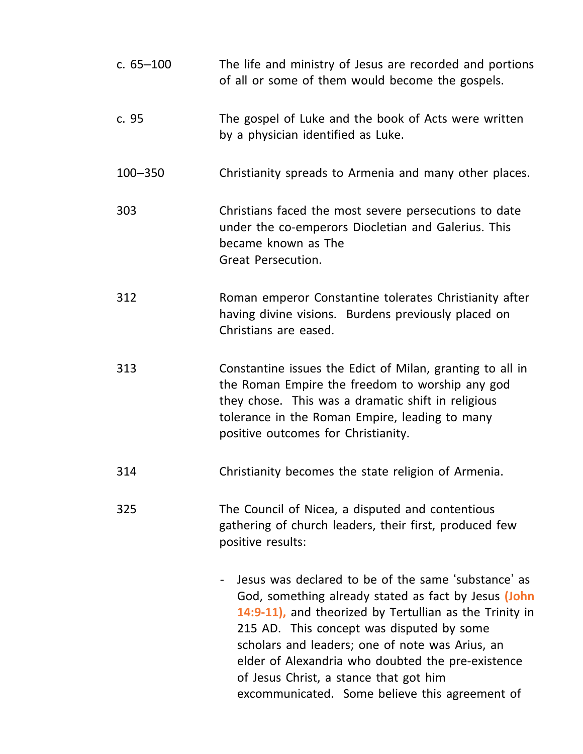| | |
|---|---|
| c. 65–100 | The life and ministry of Jesus are recorded and portions of all or some of them would become the gospels. |
| c. 95 | The gospel of Luke and the book of Acts were written by a physician identified as Luke. |
| 100–350 | Christianity spreads to Armenia and many other places. |
| 303 | Christians faced the most severe persecutions to date under the co-emperors Diocletian and Galerius. This became known as The Great Persecution. |
| 312 | Roman emperor Constantine tolerates Christianity after having divine visions. Burdens previously placed on Christians are eased. |
| 313 | Constantine issues the Edict of Milan, granting to all in the Roman Empire the freedom to worship any god they chose. This was a dramatic shift in religious tolerance in the Roman Empire, leading to many positive outcomes for Christianity. |
| 314 | Christianity becomes the state religion of Armenia. |
| 325 | The Council of Nicea, a disputed and contentious gathering of church leaders, their first, produced few positive results: |

- Jesus was declared to be of the same 'substance' as God, something already stated as fact by Jesus **(John 14:9-11),** and theorized by Tertullian as the Trinity in 215 AD. This concept was disputed by some scholars and leaders; one of note was Arius, an elder of Alexandria who doubted the pre-existence of Jesus Christ, a stance that got him excommunicated. Some believe this agreement of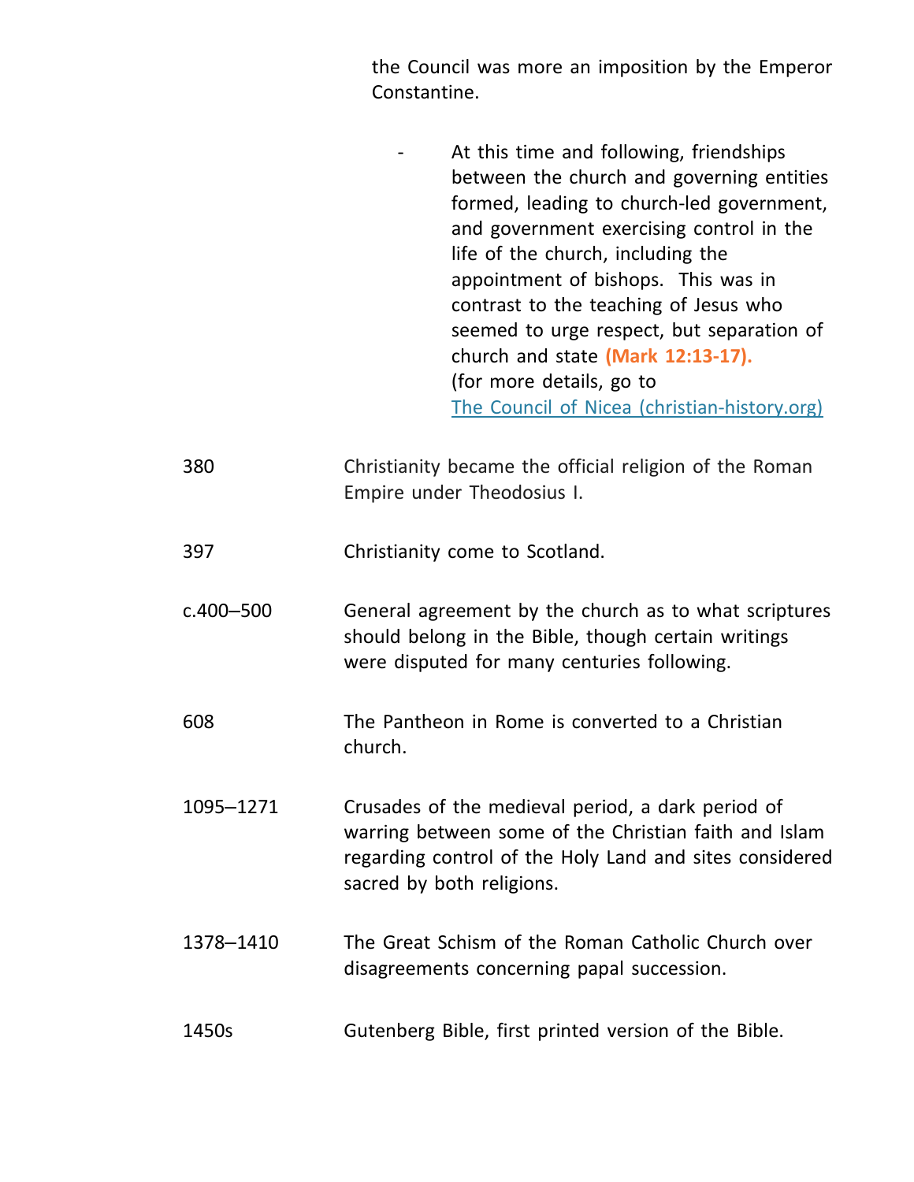the Council was more an imposition by the Emperor Constantine.

- At this time and following, friendships between the church and governing entities formed, leading to church-led government, and government exercising control in the life of the church, including the appointment of bishops. This was in contrast to the teaching of Jesus who seemed to urge respect, but separation of church and state **(Mark 12:13-17).** (for more details, go to [The Council of Nicea (christian-history.org)](https://christian-history.org)

| | |
|---|---|
| 380 | Christianity became the official religion of the Roman Empire under Theodosius I. |
| 397 | Christianity come to Scotland. |
| c.400–500 | General agreement by the church as to what scriptures should belong in the Bible, though certain writings were disputed for many centuries following. |
| 608 | The Pantheon in Rome is converted to a Christian church. |
| 1095–1271 | Crusades of the medieval period, a dark period of warring between some of the Christian faith and Islam regarding control of the Holy Land and sites considered sacred by both religions. |
| 1378–1410 | The Great Schism of the Roman Catholic Church over disagreements concerning papal succession. |
| 1450s | Gutenberg Bible, first printed version of the Bible. |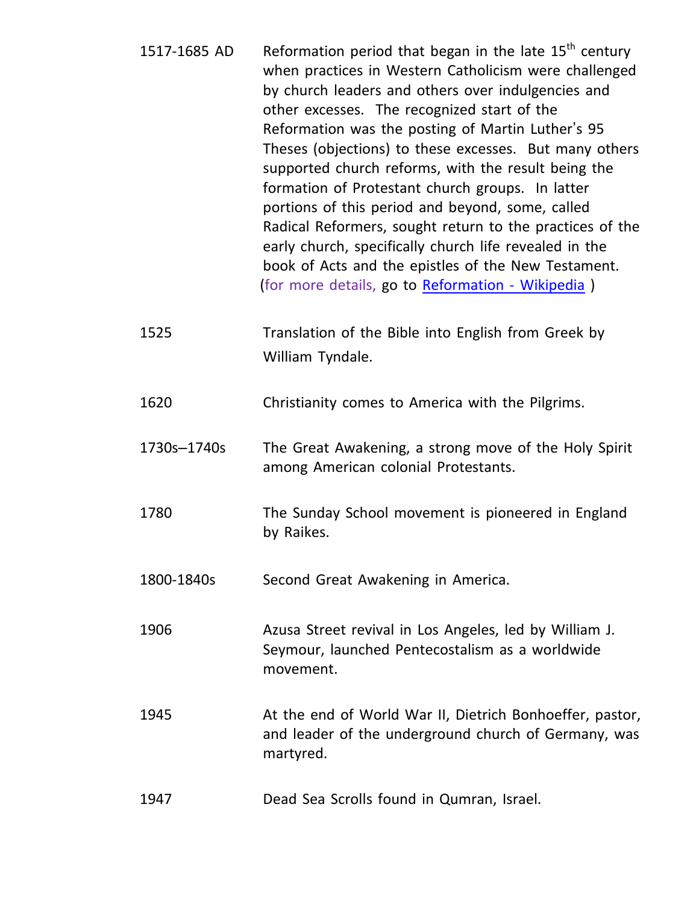| | |
|---|---|
| 1517-1685 AD | Reformation period that began in the late 15th century when practices in Western Catholicism were challenged by church leaders and others over indulgencies and other excesses. The recognized start of the Reformation was the posting of Martin Luther's 95 Theses (objections) to these excesses. But many others supported church reforms, with the result being the formation of Protestant church groups. In latter portions of this period and beyond, some, called Radical Reformers, sought return to the practices of the early church, specifically church life revealed in the book of Acts and the epistles of the New Testament. (for more details, go to [Reformation - Wikipedia](Reformation - Wikipedia) ) |
| 1525 | Translation of the Bible into English from Greek by William Tyndale. |
| 1620 | Christianity comes to America with the Pilgrims. |
| 1730s–1740s | The Great Awakening, a strong move of the Holy Spirit among American colonial Protestants. |
| 1780 | The Sunday School movement is pioneered in England by Raikes. |
| 1800-1840s | Second Great Awakening in America. |
| 1906 | Azusa Street revival in Los Angeles, led by William J. Seymour, launched Pentecostalism as a worldwide movement. |
| 1945 | At the end of World War II, Dietrich Bonhoeffer, pastor, and leader of the underground church of Germany, was martyred. |
| 1947 | Dead Sea Scrolls found in Qumran, Israel. |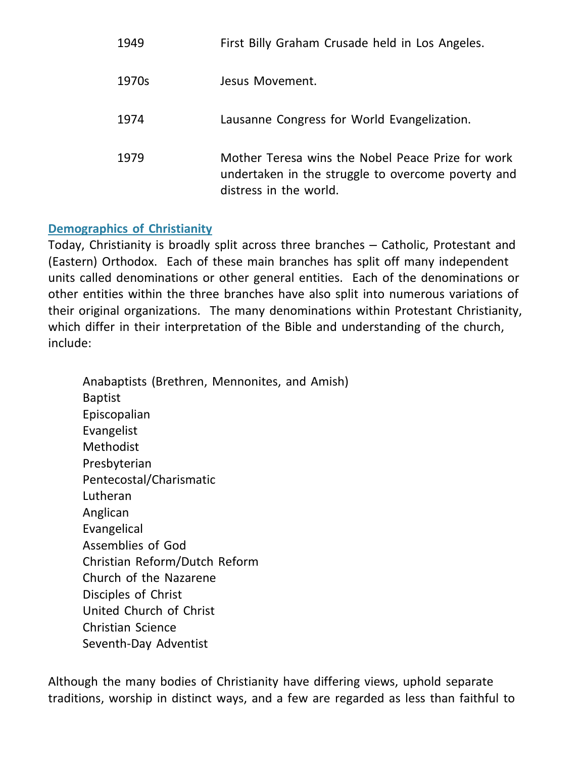| | |
|---|---|
| 1949 | First Billy Graham Crusade held in Los Angeles. |
| 1970s | Jesus Movement. |
| 1974 | Lausanne Congress for World Evangelization. |
| 1979 | Mother Teresa wins the Nobel Peace Prize for work undertaken in the struggle to overcome poverty and distress in the world. |

## Demographics of Christianity

Today, Christianity is broadly split across three branches – Catholic, Protestant and (Eastern) Orthodox. Each of these main branches has split off many independent units called denominations or other general entities. Each of the denominations or other entities within the three branches have also split into numerous variations of their original organizations. The many denominations within Protestant Christianity, which differ in their interpretation of the Bible and understanding of the church, include:

Anabaptists (Brethren, Mennonites, and Amish)
Baptist
Episcopalian
Evangelist
Methodist
Presbyterian
Pentecostal/Charismatic
Lutheran
Anglican
Evangelical
Assemblies of God
Christian Reform/Dutch Reform
Church of the Nazarene
Disciples of Christ
United Church of Christ
Christian Science
Seventh-Day Adventist

Although the many bodies of Christianity have differing views, uphold separate traditions, worship in distinct ways, and a few are regarded as less than faithful to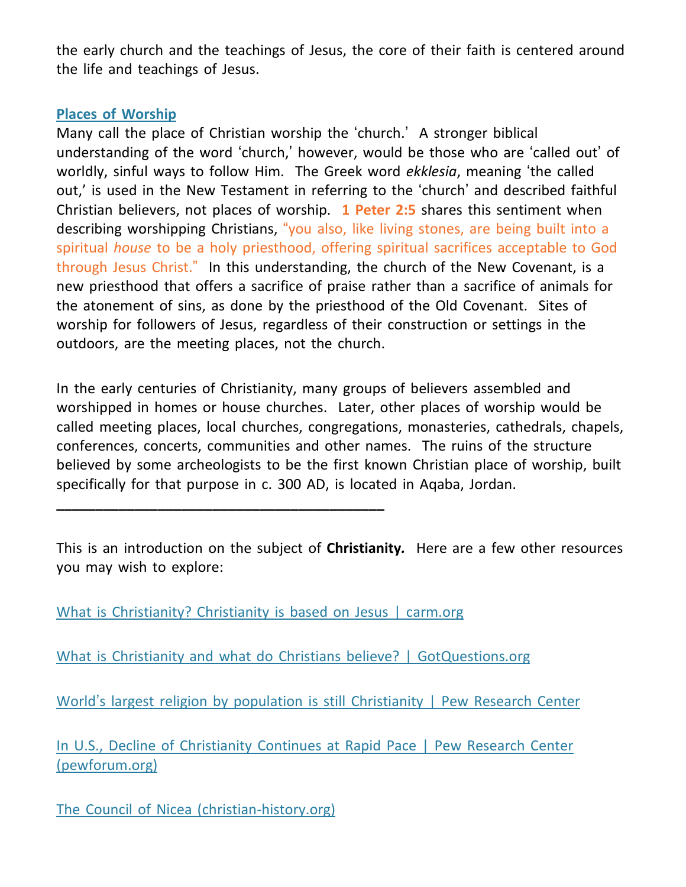the early church and the teachings of Jesus, the core of their faith is centered around the life and teachings of Jesus.

## Places of Worship

Many call the place of Christian worship the 'church.' A stronger biblical understanding of the word 'church,' however, would be those who are 'called out' of worldly, sinful ways to follow Him. The Greek word *ekklesia*, meaning 'the called out,' is used in the New Testament in referring to the 'church' and described faithful Christian believers, not places of worship. **1 Peter 2:5** shares this sentiment when describing worshipping Christians, "you also, like living stones, are being built into a spiritual *house* to be a holy priesthood, offering spiritual sacrifices acceptable to God through Jesus Christ." In this understanding, the church of the New Covenant, is a new priesthood that offers a sacrifice of praise rather than a sacrifice of animals for the atonement of sins, as done by the priesthood of the Old Covenant. Sites of worship for followers of Jesus, regardless of their construction or settings in the outdoors, are the meeting places, not the church.

In the early centuries of Christianity, many groups of believers assembled and worshipped in homes or house churches. Later, other places of worship would be called meeting places, local churches, congregations, monasteries, cathedrals, chapels, conferences, concerts, communities and other names. The ruins of the structure believed by some archeologists to be the first known Christian place of worship, built specifically for that purpose in c. 300 AD, is located in Aqaba, Jordan.

---

This is an introduction on the subject of **Christianity.** Here are a few other resources you may wish to explore:

What is Christianity? Christianity is based on Jesus | carm.org

What is Christianity and what do Christians believe? | GotQuestions.org

World's largest religion by population is still Christianity | Pew Research Center

In U.S., Decline of Christianity Continues at Rapid Pace | Pew Research Center (pewforum.org)

The Council of Nicea (christian-history.org)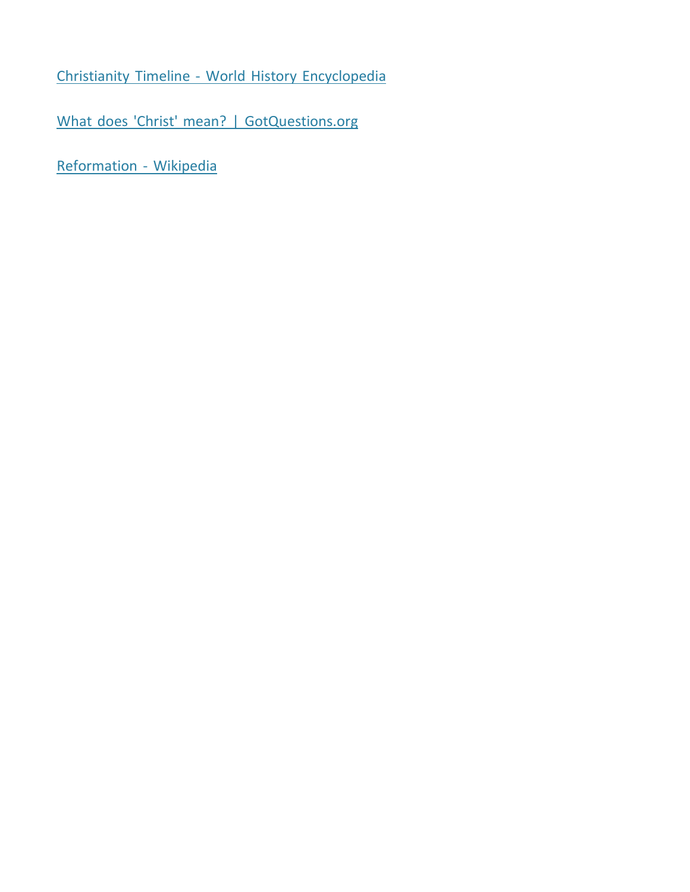Christianity Timeline - World History Encyclopedia

What does 'Christ' mean? | GotQuestions.org

Reformation - Wikipedia